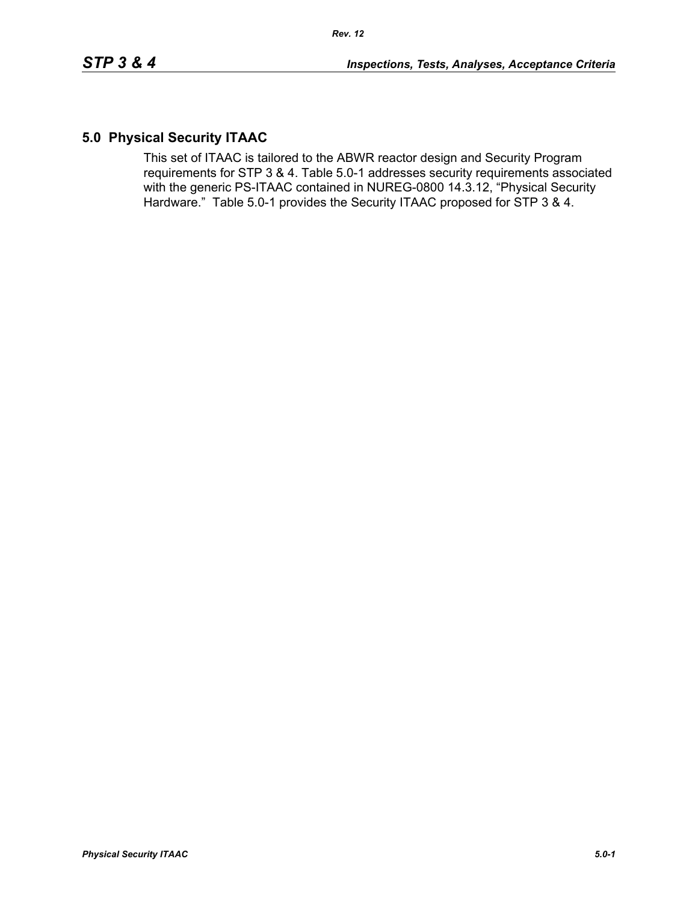## 5.0 Physical Security ITAAC

This set of ITAAC is tailored to the ABWR reactor design and Security Program requirements for STP 3 & 4. Table 5.0-1 addresses security requirements associated with the generic PS-ITAAC contained in NUREG-0800 14.3.12, “Physical Security Hardware.” Table 5.0-1 provides the Security ITAAC proposed for STP 3 & 4.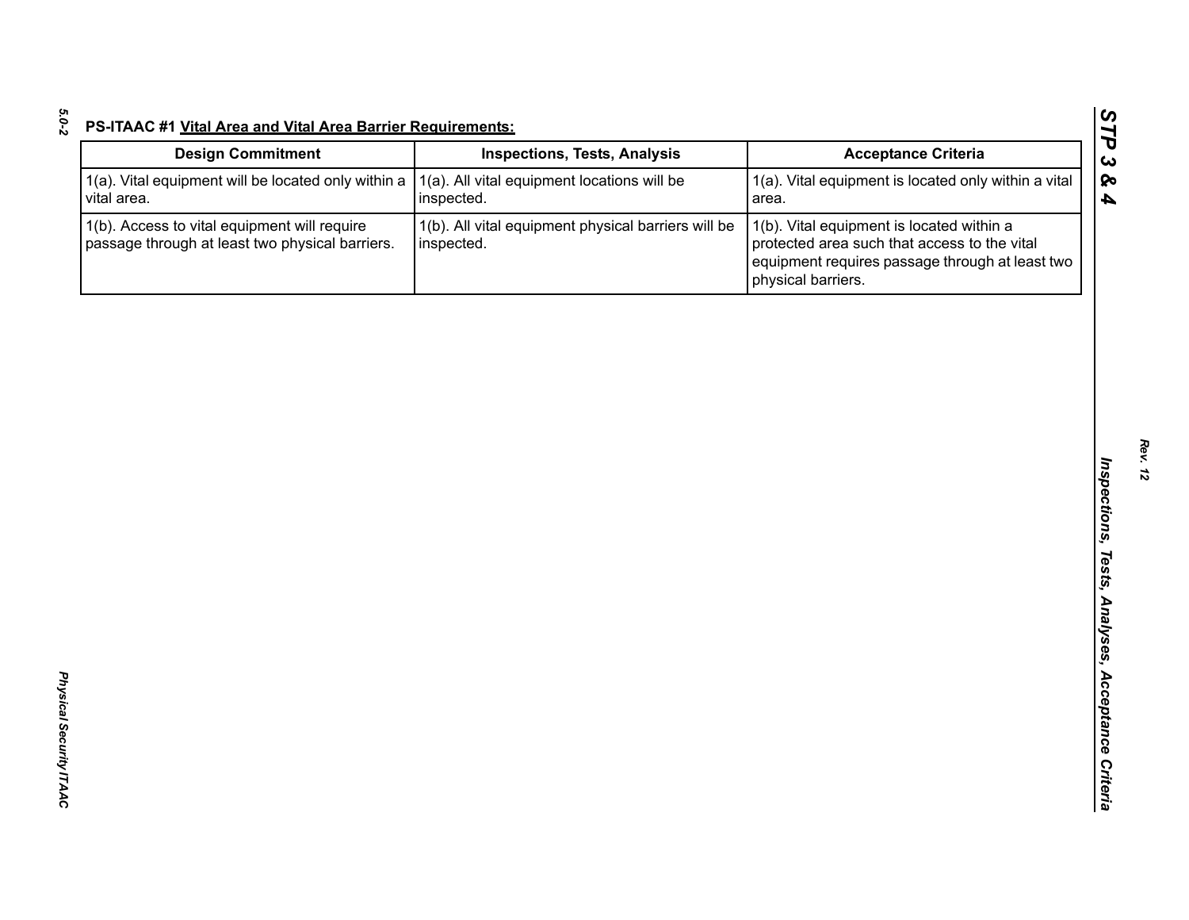**PS-ITAAC #1 Vital Area and Vital Area Barrier Requirements:**

| Design Commitment | Inspections, Tests, Analysis | Acceptance Criteria |
|---|---|---|
| 1(a). Vital equipment will be located only within a vital area. | 1(a). All vital equipment locations will be inspected. | 1(a). Vital equipment is located only within a vital area. |
| 1(b). Access to vital equipment will require passage through at least two physical barriers. | 1(b). All vital equipment physical barriers will be inspected. | 1(b). Vital equipment is located within a protected area such that access to the vital equipment requires passage through at least two physical barriers. |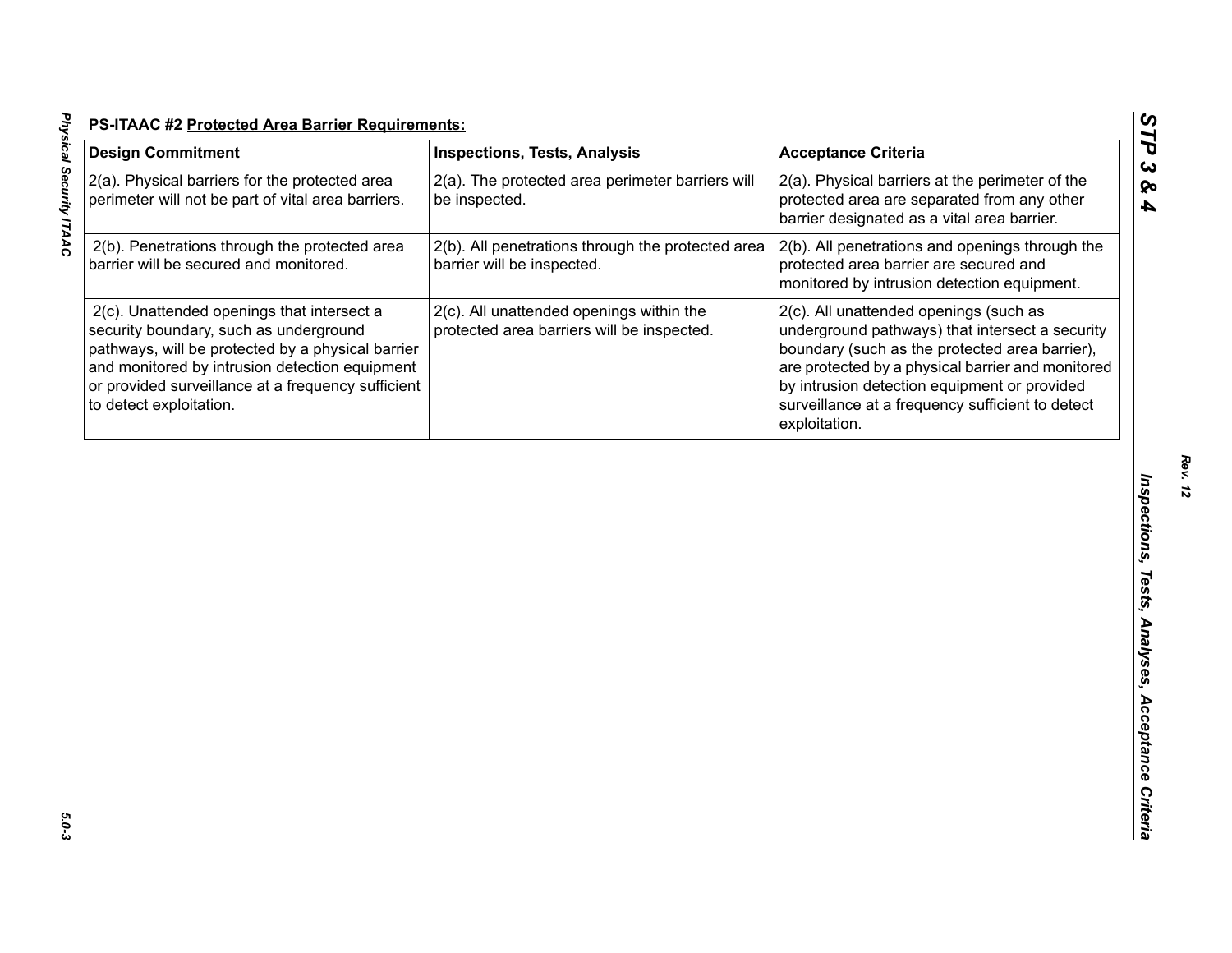**PS-ITAAC #2 Protected Area Barrier Requirements:**

| Design Commitment | Inspections, Tests, Analysis | Acceptance Criteria |
|---|---|---|
| 2(a). Physical barriers for the protected area perimeter will not be part of vital area barriers. | 2(a). The protected area perimeter barriers will be inspected. | 2(a). Physical barriers at the perimeter of the protected area are separated from any other barrier designated as a vital area barrier. |
| 2(b). Penetrations through the protected area barrier will be secured and monitored. | 2(b). All penetrations through the protected area barrier will be inspected. | 2(b). All penetrations and openings through the protected area barrier are secured and monitored by intrusion detection equipment. |
| 2(c). Unattended openings that intersect a security boundary, such as underground pathways, will be protected by a physical barrier and monitored by intrusion detection equipment or provided surveillance at a frequency sufficient to detect exploitation. | 2(c). All unattended openings within the protected area barriers will be inspected. | 2(c). All unattended openings (such as underground pathways) that intersect a security boundary (such as the protected area barrier), are protected by a physical barrier and monitored by intrusion detection equipment or provided surveillance at a frequency sufficient to detect exploitation. |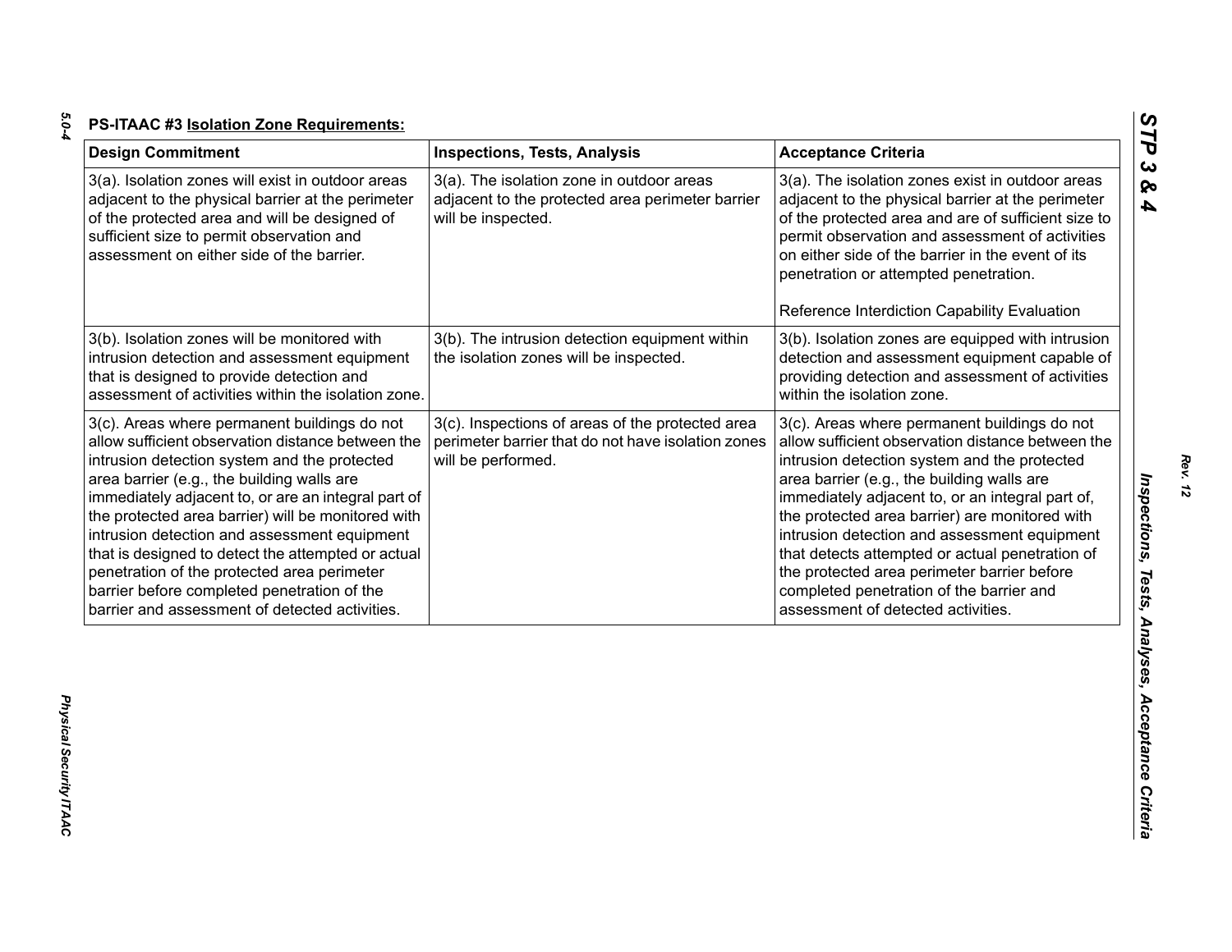**PS-ITAAC #3 Isolation Zone Requirements:**

| Design Commitment | Inspections, Tests, Analysis | Acceptance Criteria |
|---|---|---|
| 3(a). Isolation zones will exist in outdoor areas adjacent to the physical barrier at the perimeter of the protected area and will be designed of sufficient size to permit observation and assessment on either side of the barrier. | 3(a). The isolation zone in outdoor areas adjacent to the protected area perimeter barrier will be inspected. | 3(a). The isolation zones exist in outdoor areas adjacent to the physical barrier at the perimeter of the protected area and are of sufficient size to permit observation and assessment of activities on either side of the barrier in the event of its penetration or attempted penetration.<br><br>Reference Interdiction Capability Evaluation |
| 3(b). Isolation zones will be monitored with intrusion detection and assessment equipment that is designed to provide detection and assessment of activities within the isolation zone. | 3(b). The intrusion detection equipment within the isolation zones will be inspected. | 3(b). Isolation zones are equipped with intrusion detection and assessment equipment capable of providing detection and assessment of activities within the isolation zone. |
| 3(c). Areas where permanent buildings do not allow sufficient observation distance between the intrusion detection system and the protected area barrier (e.g., the building walls are immediately adjacent to, or are an integral part of the protected area barrier) will be monitored with intrusion detection and assessment equipment that is designed to detect the attempted or actual penetration of the protected area perimeter barrier before completed penetration of the barrier and assessment of detected activities. | 3(c). Inspections of areas of the protected area perimeter barrier that do not have isolation zones will be performed. | 3(c). Areas where permanent buildings do not allow sufficient observation distance between the intrusion detection system and the protected area barrier (e.g., the building walls are immediately adjacent to, or an integral part of, the protected area barrier) are monitored with intrusion detection and assessment equipment that detects attempted or actual penetration of the protected area perimeter barrier before completed penetration of the barrier and assessment of detected activities. |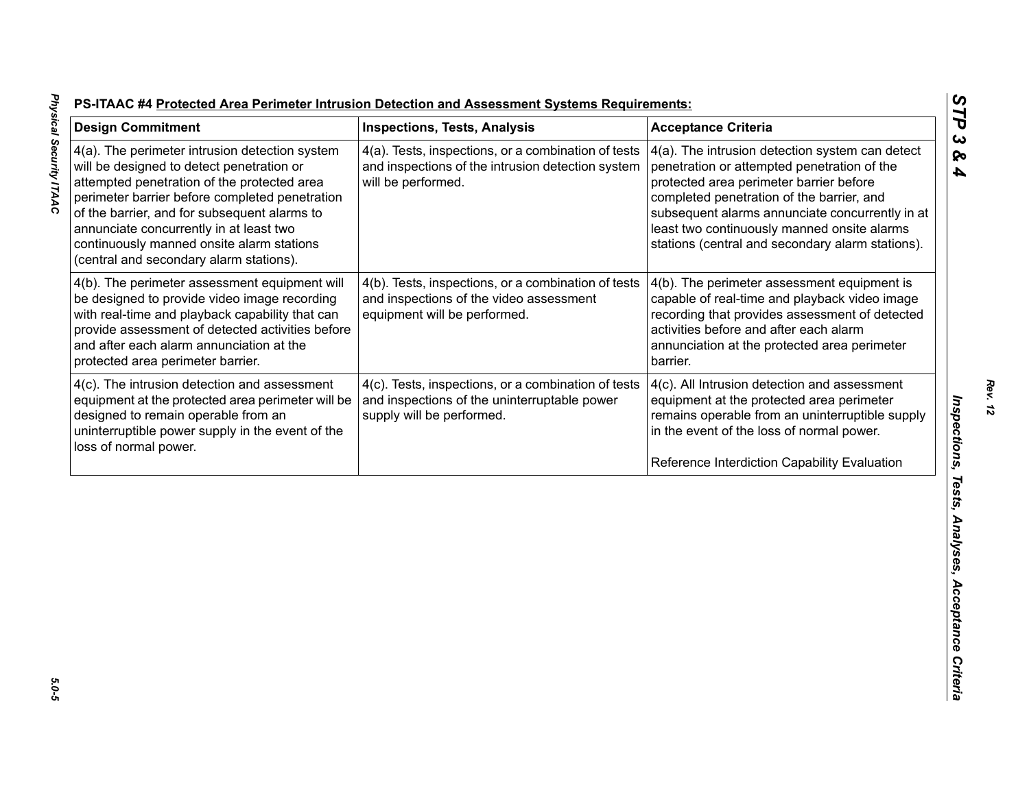**PS-ITAAC #4 Protected Area Perimeter Intrusion Detection and Assessment Systems Requirements:**

| Design Commitment | Inspections, Tests, Analysis | Acceptance Criteria |
|---|---|---|
| 4(a). The perimeter intrusion detection system will be designed to detect penetration or attempted penetration of the protected area perimeter barrier before completed penetration of the barrier, and for subsequent alarms to annunciate concurrently in at least two continuously manned onsite alarm stations (central and secondary alarm stations). | 4(a). Tests, inspections, or a combination of tests and inspections of the intrusion detection system will be performed. | 4(a). The intrusion detection system can detect penetration or attempted penetration of the protected area perimeter barrier before completed penetration of the barrier, and subsequent alarms annunciate concurrently in at least two continuously manned onsite alarms stations (central and secondary alarm stations). |
| 4(b). The perimeter assessment equipment will be designed to provide video image recording with real-time and playback capability that can provide assessment of detected activities before and after each alarm annunciation at the protected area perimeter barrier. | 4(b). Tests, inspections, or a combination of tests and inspections of the video assessment equipment will be performed. | 4(b). The perimeter assessment equipment is capable of real-time and playback video image recording that provides assessment of detected activities before and after each alarm annunciation at the protected area perimeter barrier. |
| 4(c). The intrusion detection and assessment equipment at the protected area perimeter will be designed to remain operable from an uninterruptible power supply in the event of the loss of normal power. | 4(c). Tests, inspections, or a combination of tests and inspections of the uninterruptable power supply will be performed. | 4(c). All Intrusion detection and assessment equipment at the protected area perimeter remains operable from an uninterruptible supply in the event of the loss of normal power.<br><br>Reference Interdiction Capability Evaluation |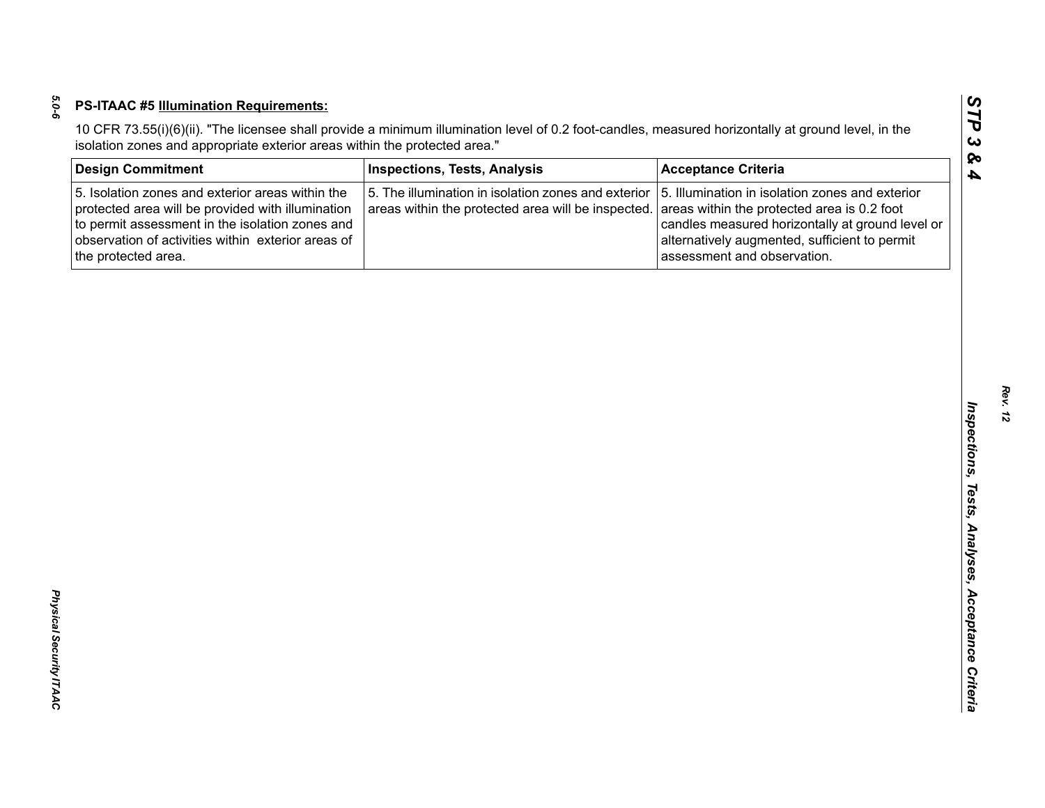**PS-ITAAC #5 Illumination Requirements:**

10 CFR 73.55(i)(6)(ii). "The licensee shall provide a minimum illumination level of 0.2 foot-candles, measured horizontally at ground level, in the isolation zones and appropriate exterior areas within the protected area."

| Design Commitment | Inspections, Tests, Analysis | Acceptance Criteria |
|---|---|---|
| 5. Isolation zones and exterior areas within the protected area will be provided with illumination to permit assessment in the isolation zones and observation of activities within exterior areas of the protected area. | 5. The illumination in isolation zones and exterior areas within the protected area will be inspected. | 5. Illumination in isolation zones and exterior areas within the protected area is 0.2 foot candles measured horizontally at ground level or alternatively augmented, sufficient to permit assessment and observation. |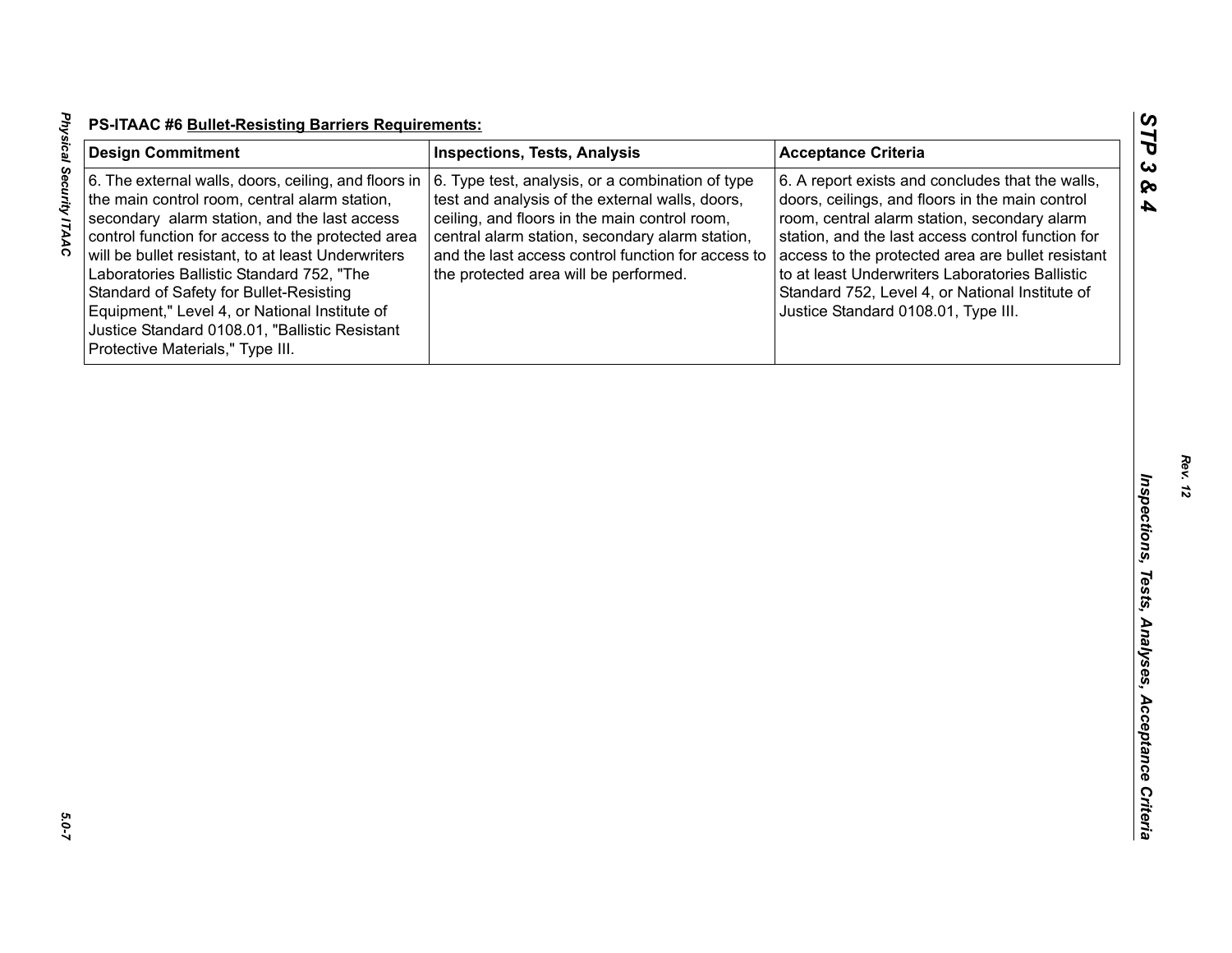**PS-ITAAC #6 Bullet-Resisting Barriers Requirements:**

| Design Commitment | Inspections, Tests, Analysis | Acceptance Criteria |
|---|---|---|
| 6. The external walls, doors, ceiling, and floors in the main control room, central alarm station, secondary alarm station, and the last access control function for access to the protected area will be bullet resistant, to at least Underwriters Laboratories Ballistic Standard 752, "The Standard of Safety for Bullet-Resisting Equipment," Level 4, or National Institute of Justice Standard 0108.01, "Ballistic Resistant Protective Materials," Type III. | 6. Type test, analysis, or a combination of type test and analysis of the external walls, doors, ceiling, and floors in the main control room, central alarm station, secondary alarm station, and the last access control function for access to the protected area will be performed. | 6. A report exists and concludes that the walls, doors, ceilings, and floors in the main control room, central alarm station, secondary alarm station, and the last access control function for access to the protected area are bullet resistant to at least Underwriters Laboratories Ballistic Standard 752, Level 4, or National Institute of Justice Standard 0108.01, Type III. |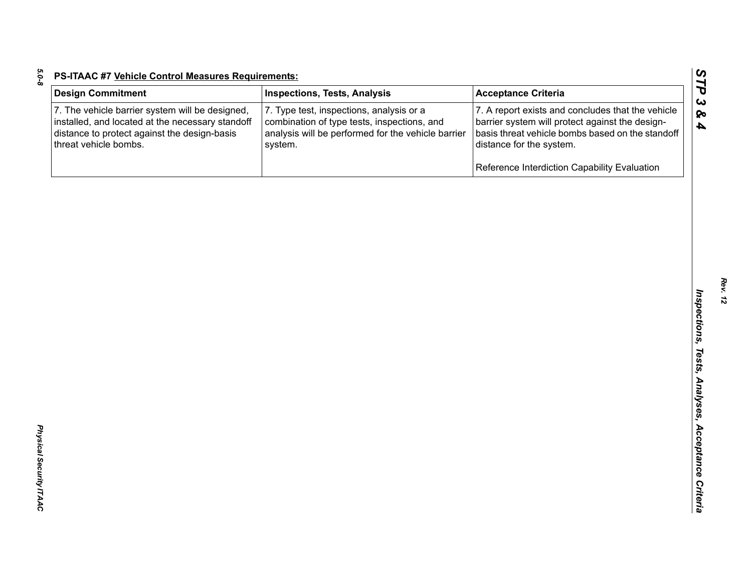**PS-ITAAC #7 Vehicle Control Measures Requirements:**

| Design Commitment | Inspections, Tests, Analysis | Acceptance Criteria |
|---|---|---|
| 7. The vehicle barrier system will be designed, installed, and located at the necessary standoff distance to protect against the design-basis threat vehicle bombs. | 7. Type test, inspections, analysis or a combination of type tests, inspections, and analysis will be performed for the vehicle barrier system. | 7. A report exists and concludes that the vehicle barrier system will protect against the design-basis threat vehicle bombs based on the standoff distance for the system.<br><br>Reference Interdiction Capability Evaluation |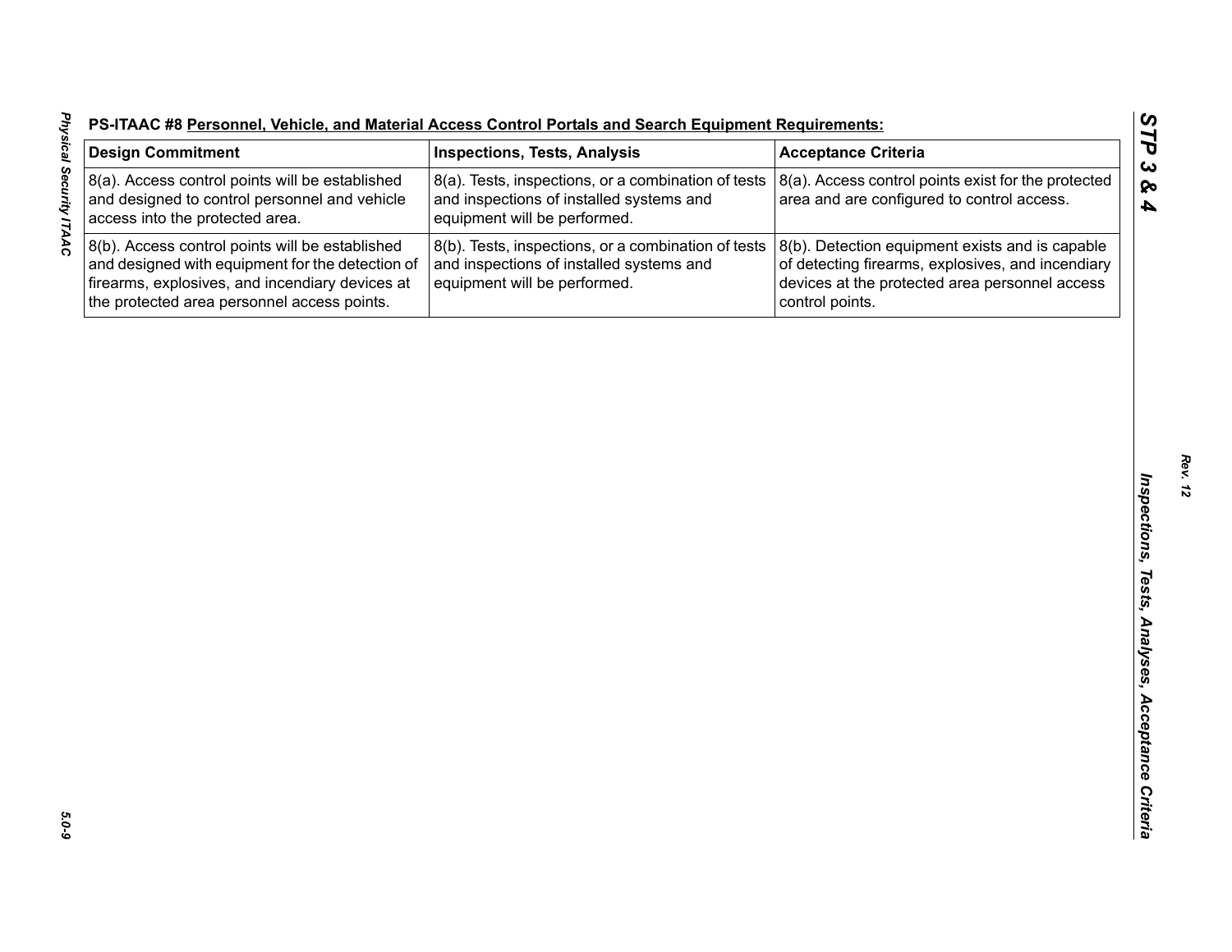**PS-ITAAC #8 Personnel, Vehicle, and Material Access Control Portals and Search Equipment Requirements:**

| Design Commitment | Inspections, Tests, Analysis | Acceptance Criteria |
|---|---|---|
| 8(a). Access control points will be established and designed to control personnel and vehicle access into the protected area. | 8(a). Tests, inspections, or a combination of tests and inspections of installed systems and equipment will be performed. | 8(a). Access control points exist for the protected area and are configured to control access. |
| 8(b). Access control points will be established and designed with equipment for the detection of firearms, explosives, and incendiary devices at the protected area personnel access points. | 8(b). Tests, inspections, or a combination of tests and inspections of installed systems and equipment will be performed. | 8(b). Detection equipment exists and is capable of detecting firearms, explosives, and incendiary devices at the protected area personnel access control points. |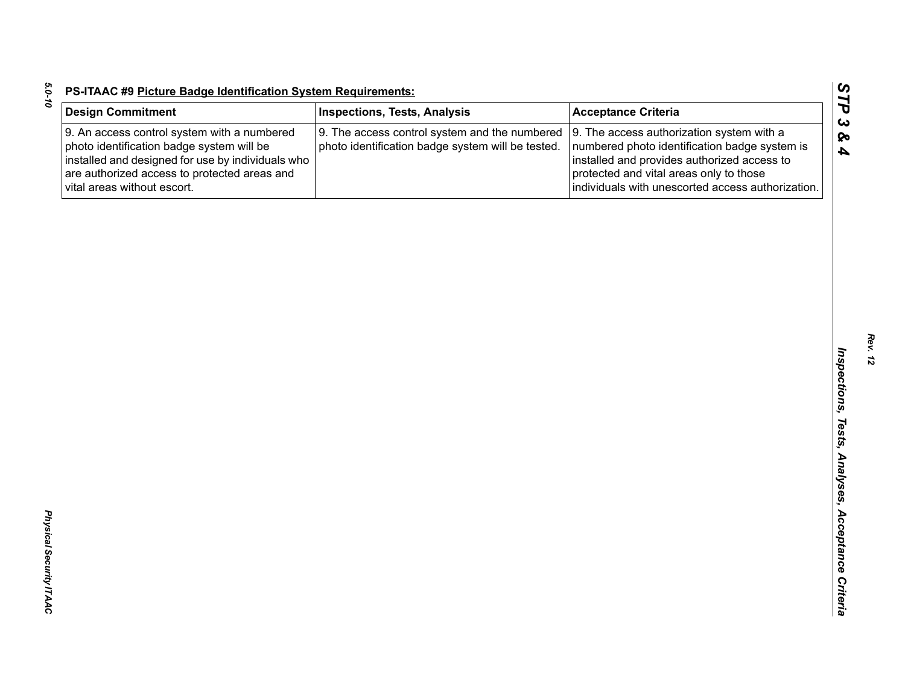**PS-ITAAC #9 Picture Badge Identification System Requirements:**

| Design Commitment | Inspections, Tests, Analysis | Acceptance Criteria |
|---|---|---|
| 9. An access control system with a numbered photo identification badge system will be installed and designed for use by individuals who are authorized access to protected areas and vital areas without escort. | 9. The access control system and the numbered photo identification badge system will be tested. | 9. The access authorization system with a numbered photo identification badge system is installed and provides authorized access to protected and vital areas only to those individuals with unescorted access authorization. |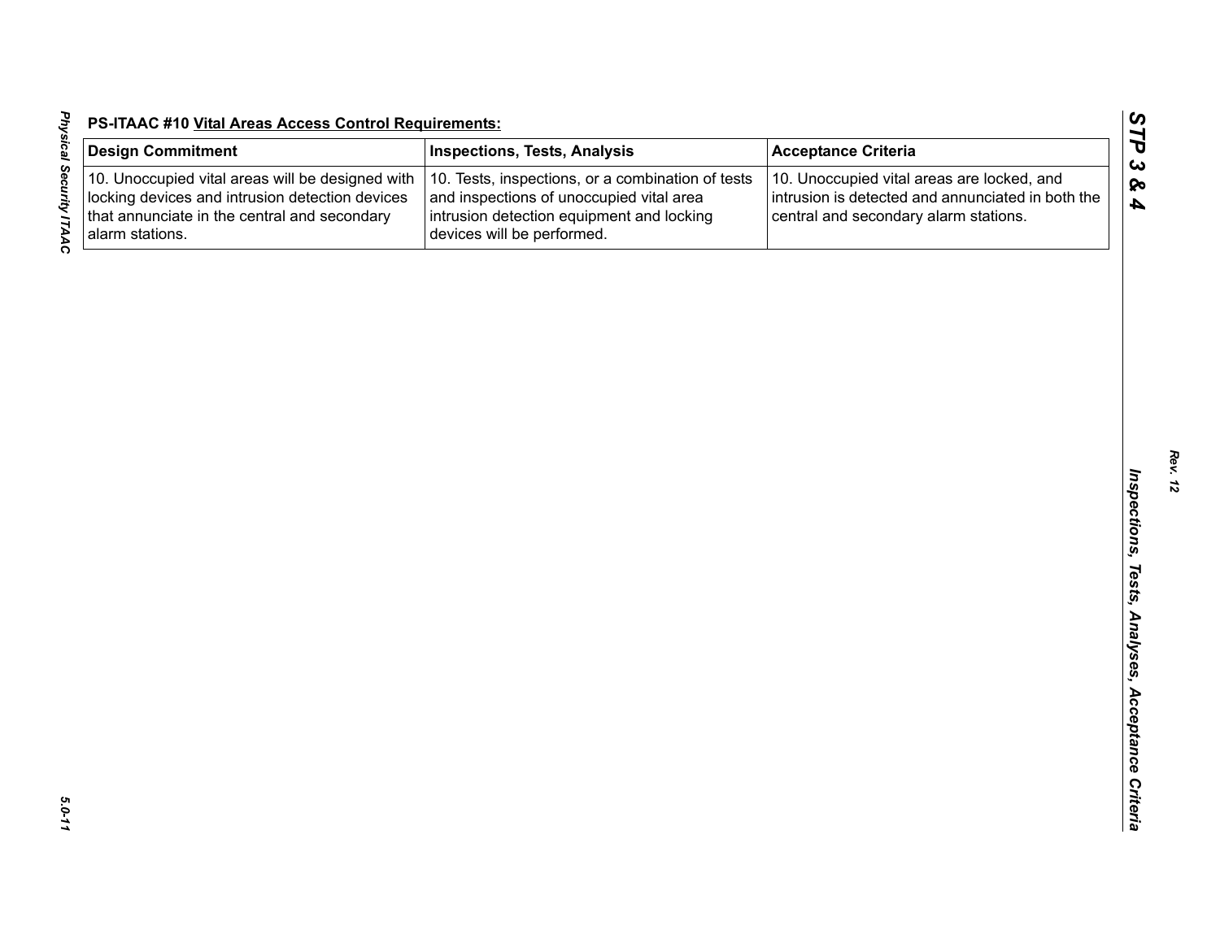**PS-ITAAC #10 Vital Areas Access Control Requirements:**

| Design Commitment | Inspections, Tests, Analysis | Acceptance Criteria |
|---|---|---|
| 10. Unoccupied vital areas will be designed with locking devices and intrusion detection devices that annunciate in the central and secondary alarm stations. | 10. Tests, inspections, or a combination of tests and inspections of unoccupied vital area intrusion detection equipment and locking devices will be performed. | 10. Unoccupied vital areas are locked, and intrusion is detected and annunciated in both the central and secondary alarm stations. |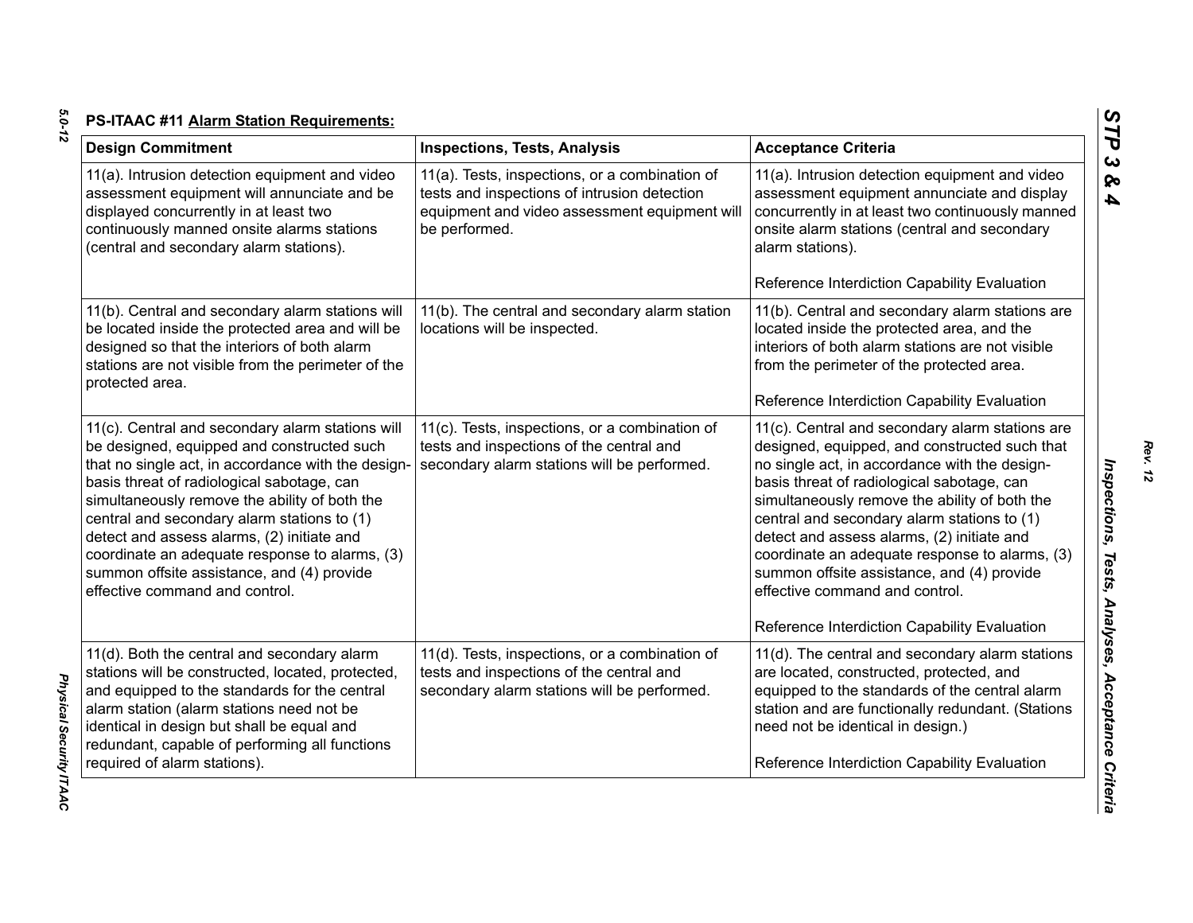**PS-ITAAC #11 Alarm Station Requirements:**

| Design Commitment | Inspections, Tests, Analysis | Acceptance Criteria |
|---|---|---|
| 11(a). Intrusion detection equipment and video assessment equipment will annunciate and be displayed concurrently in at least two continuously manned onsite alarms stations (central and secondary alarm stations). | 11(a). Tests, inspections, or a combination of tests and inspections of intrusion detection equipment and video assessment equipment will be performed. | 11(a). Intrusion detection equipment and video assessment equipment annunciate and display concurrently in at least two continuously manned onsite alarm stations (central and secondary alarm stations).<br><br>Reference Interdiction Capability Evaluation |
| 11(b). Central and secondary alarm stations will be located inside the protected area and will be designed so that the interiors of both alarm stations are not visible from the perimeter of the protected area. | 11(b). The central and secondary alarm station locations will be inspected. | 11(b). Central and secondary alarm stations are located inside the protected area, and the interiors of both alarm stations are not visible from the perimeter of the protected area.<br><br>Reference Interdiction Capability Evaluation |
| 11(c). Central and secondary alarm stations will be designed, equipped and constructed such that no single act, in accordance with the design-basis threat of radiological sabotage, can simultaneously remove the ability of both the central and secondary alarm stations to (1) detect and assess alarms, (2) initiate and coordinate an adequate response to alarms, (3) summon offsite assistance, and (4) provide effective command and control. | 11(c). Tests, inspections, or a combination of tests and inspections of the central and secondary alarm stations will be performed. | 11(c). Central and secondary alarm stations are designed, equipped, and constructed such that no single act, in accordance with the design-basis threat of radiological sabotage, can simultaneously remove the ability of both the central and secondary alarm stations to (1) detect and assess alarms, (2) initiate and coordinate an adequate response to alarms, (3) summon offsite assistance, and (4) provide effective command and control.<br><br>Reference Interdiction Capability Evaluation |
| 11(d). Both the central and secondary alarm stations will be constructed, located, protected, and equipped to the standards for the central alarm station (alarm stations need not be identical in design but shall be equal and redundant, capable of performing all functions required of alarm stations). | 11(d). Tests, inspections, or a combination of tests and inspections of the central and secondary alarm stations will be performed. | 11(d). The central and secondary alarm stations are located, constructed, protected, and equipped to the standards of the central alarm station and are functionally redundant. (Stations need not be identical in design.)<br><br>Reference Interdiction Capability Evaluation |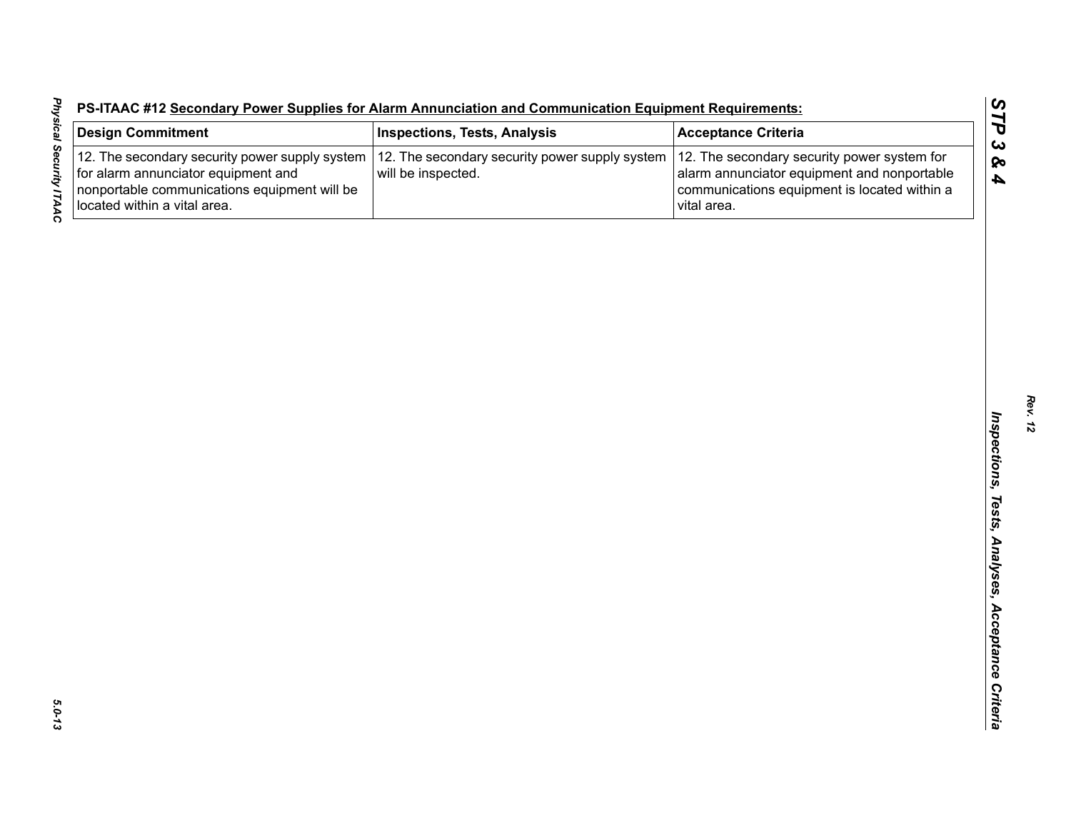**PS-ITAAC #12 Secondary Power Supplies for Alarm Annunciation and Communication Equipment Requirements:**

| Design Commitment | Inspections, Tests, Analysis | Acceptance Criteria |
|---|---|---|
| 12. The secondary security power supply system for alarm annunciator equipment and nonportable communications equipment will be located within a vital area. | 12. The secondary security power supply system will be inspected. | 12. The secondary security power system for alarm annunciator equipment and nonportable communications equipment is located within a vital area. |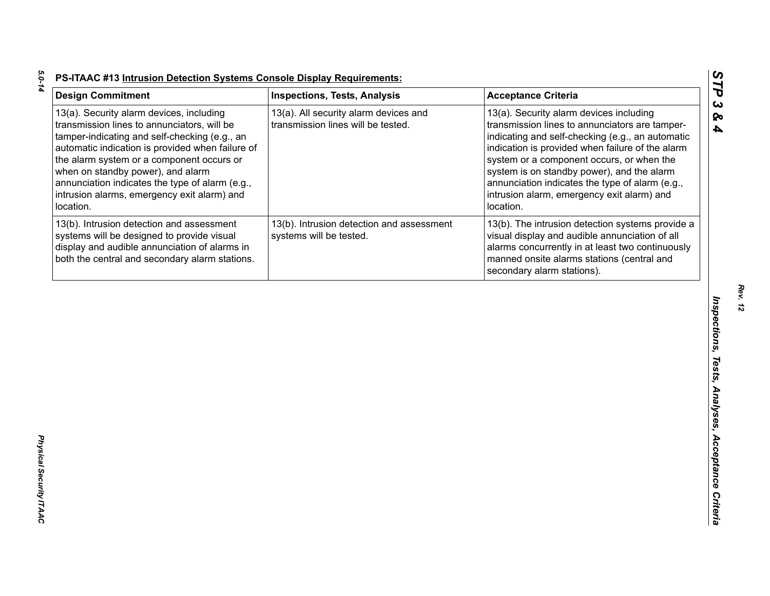**PS-ITAAC #13 Intrusion Detection Systems Console Display Requirements:**

| Design Commitment | Inspections, Tests, Analysis | Acceptance Criteria |
|---|---|---|
| 13(a). Security alarm devices, including transmission lines to annunciators, will be tamper-indicating and self-checking (e.g., an automatic indication is provided when failure of the alarm system or a component occurs or when on standby power), and alarm annunciation indicates the type of alarm (e.g., intrusion alarms, emergency exit alarm) and location. | 13(a). All security alarm devices and transmission lines will be tested. | 13(a). Security alarm devices including transmission lines to annunciators are tamper-indicating and self-checking (e.g., an automatic indication is provided when failure of the alarm system or a component occurs, or when the system is on standby power), and the alarm annunciation indicates the type of alarm (e.g., intrusion alarm, emergency exit alarm) and location. |
| 13(b). Intrusion detection and assessment systems will be designed to provide visual display and audible annunciation of alarms in both the central and secondary alarm stations. | 13(b). Intrusion detection and assessment systems will be tested. | 13(b). The intrusion detection systems provide a visual display and audible annunciation of all alarms concurrently in at least two continuously manned onsite alarms stations (central and secondary alarm stations). |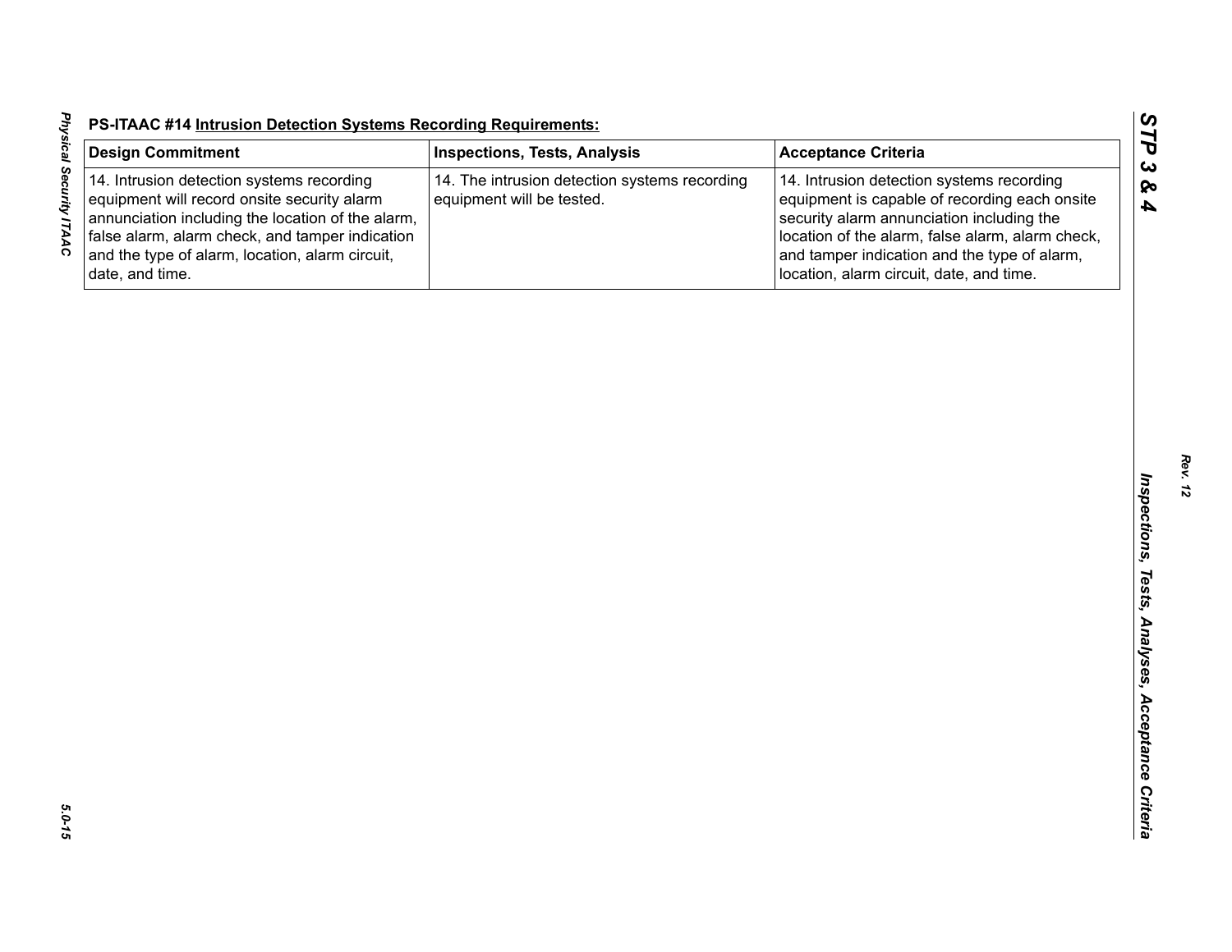**PS-ITAAC #14 Intrusion Detection Systems Recording Requirements:**

| Design Commitment | Inspections, Tests, Analysis | Acceptance Criteria |
|---|---|---|
| 14. Intrusion detection systems recording equipment will record onsite security alarm annunciation including the location of the alarm, false alarm, alarm check, and tamper indication and the type of alarm, location, alarm circuit, date, and time. | 14. The intrusion detection systems recording equipment will be tested. | 14. Intrusion detection systems recording equipment is capable of recording each onsite security alarm annunciation including the location of the alarm, false alarm, alarm check, and tamper indication and the type of alarm, location, alarm circuit, date, and time. |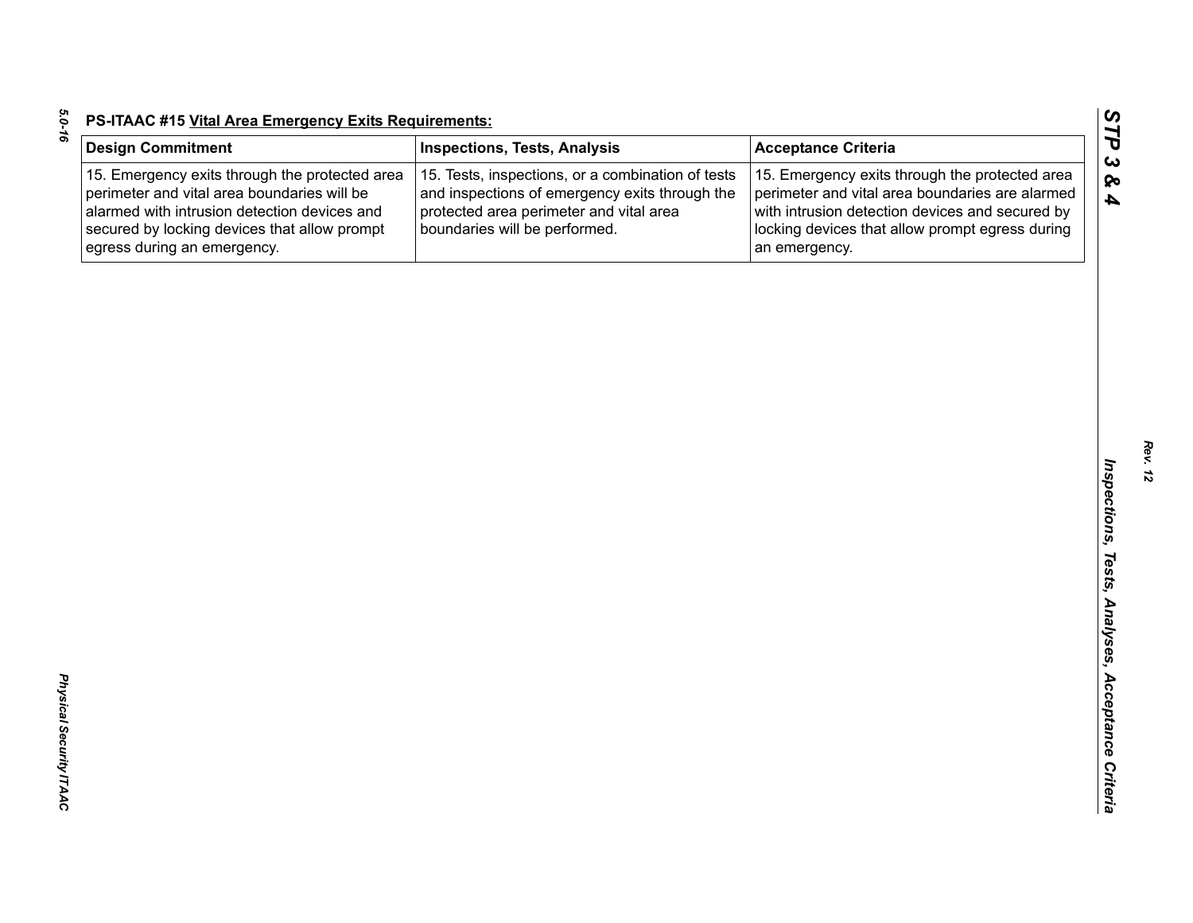**PS-ITAAC #15 Vital Area Emergency Exits Requirements:**

| Design Commitment | Inspections, Tests, Analysis | Acceptance Criteria |
|---|---|---|
| 15. Emergency exits through the protected area perimeter and vital area boundaries will be alarmed with intrusion detection devices and secured by locking devices that allow prompt egress during an emergency. | 15. Tests, inspections, or a combination of tests and inspections of emergency exits through the protected area perimeter and vital area boundaries will be performed. | 15. Emergency exits through the protected area perimeter and vital area boundaries are alarmed with intrusion detection devices and secured by locking devices that allow prompt egress during an emergency. |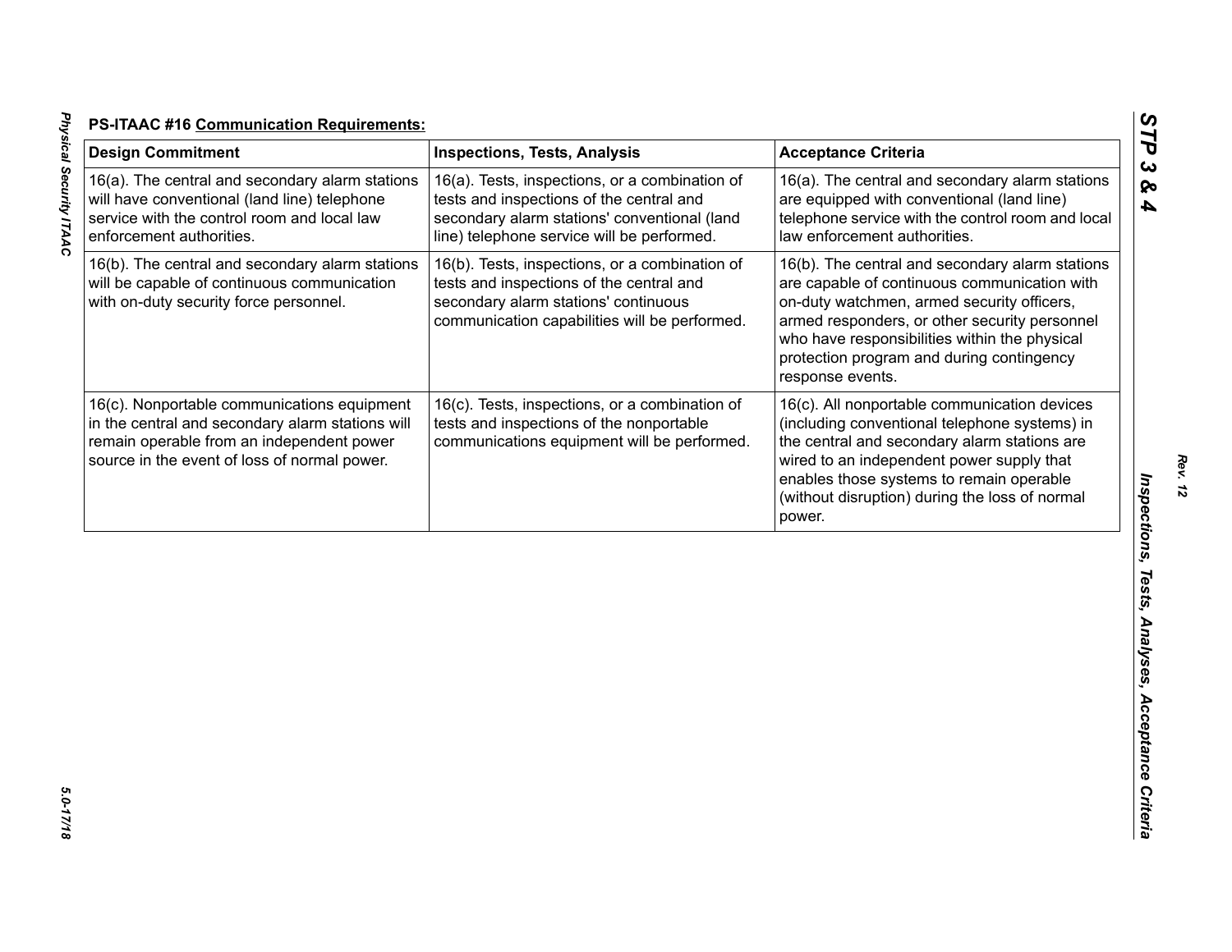**PS-ITAAC #16 Communication Requirements:**

| Design Commitment | Inspections, Tests, Analysis | Acceptance Criteria |
|---|---|---|
| 16(a). The central and secondary alarm stations will have conventional (land line) telephone service with the control room and local law enforcement authorities. | 16(a). Tests, inspections, or a combination of tests and inspections of the central and secondary alarm stations' conventional (land line) telephone service will be performed. | 16(a). The central and secondary alarm stations are equipped with conventional (land line) telephone service with the control room and local law enforcement authorities. |
| 16(b). The central and secondary alarm stations will be capable of continuous communication with on-duty security force personnel. | 16(b). Tests, inspections, or a combination of tests and inspections of the central and secondary alarm stations' continuous communication capabilities will be performed. | 16(b). The central and secondary alarm stations are capable of continuous communication with on-duty watchmen, armed security officers, armed responders, or other security personnel who have responsibilities within the physical protection program and during contingency response events. |
| 16(c). Nonportable communications equipment in the central and secondary alarm stations will remain operable from an independent power source in the event of loss of normal power. | 16(c). Tests, inspections, or a combination of tests and inspections of the nonportable communications equipment will be performed. | 16(c). All nonportable communication devices (including conventional telephone systems) in the central and secondary alarm stations are wired to an independent power supply that enables those systems to remain operable (without disruption) during the loss of normal power. |